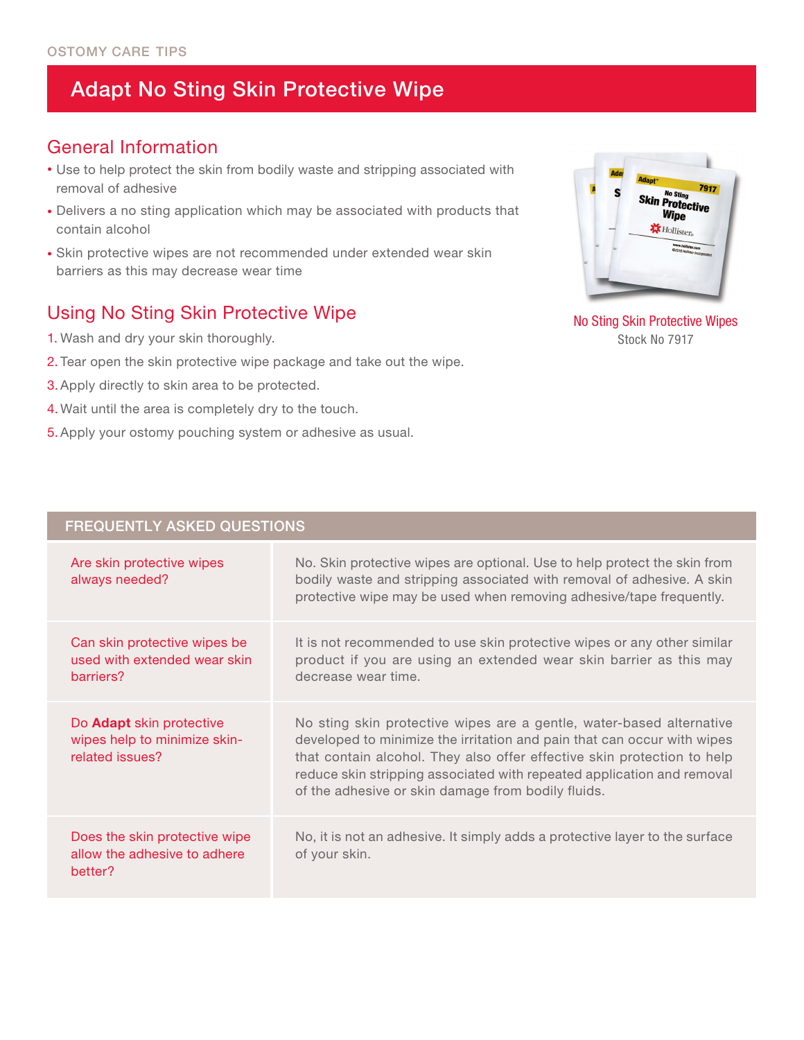OSTOMY CARE TIPS

# Adapt No Sting Skin Protective Wipe

## General Information

- Use to help protect the skin from bodily waste and stripping associated with removal of adhesive
- Delivers a no sting application which may be associated with products that contain alcohol
- Skin protective wipes are not recommended under extended wear skin barriers as this may decrease wear time

No Sting Skin Protective Wipes
Stock No 7917

## Using No Sting Skin Protective Wipe

1. Wash and dry your skin thoroughly.
2. Tear open the skin protective wipe package and take out the wipe.
3. Apply directly to skin area to be protected.
4. Wait until the area is completely dry to the touch.
5. Apply your ostomy pouching system or adhesive as usual.

## FREQUENTLY ASKED QUESTIONS

| Question | Answer |
|---|---|
| Are skin protective wipes always needed? | No. Skin protective wipes are optional. Use to help protect the skin from bodily waste and stripping associated with removal of adhesive. A skin protective wipe may be used when removing adhesive/tape frequently. |
| Can skin protective wipes be used with extended wear skin barriers? | It is not recommended to use skin protective wipes or any other similar product if you are using an extended wear skin barrier as this may decrease wear time. |
| Do **Adapt** skin protective wipes help to minimize skin-related issues? | No sting skin protective wipes are a gentle, water-based alternative developed to minimize the irritation and pain that can occur with wipes that contain alcohol. They also offer effective skin protection to help reduce skin stripping associated with repeated application and removal of the adhesive or skin damage from bodily fluids. |
| Does the skin protective wipe allow the adhesive to adhere better? | No, it is not an adhesive. It simply adds a protective layer to the surface of your skin. |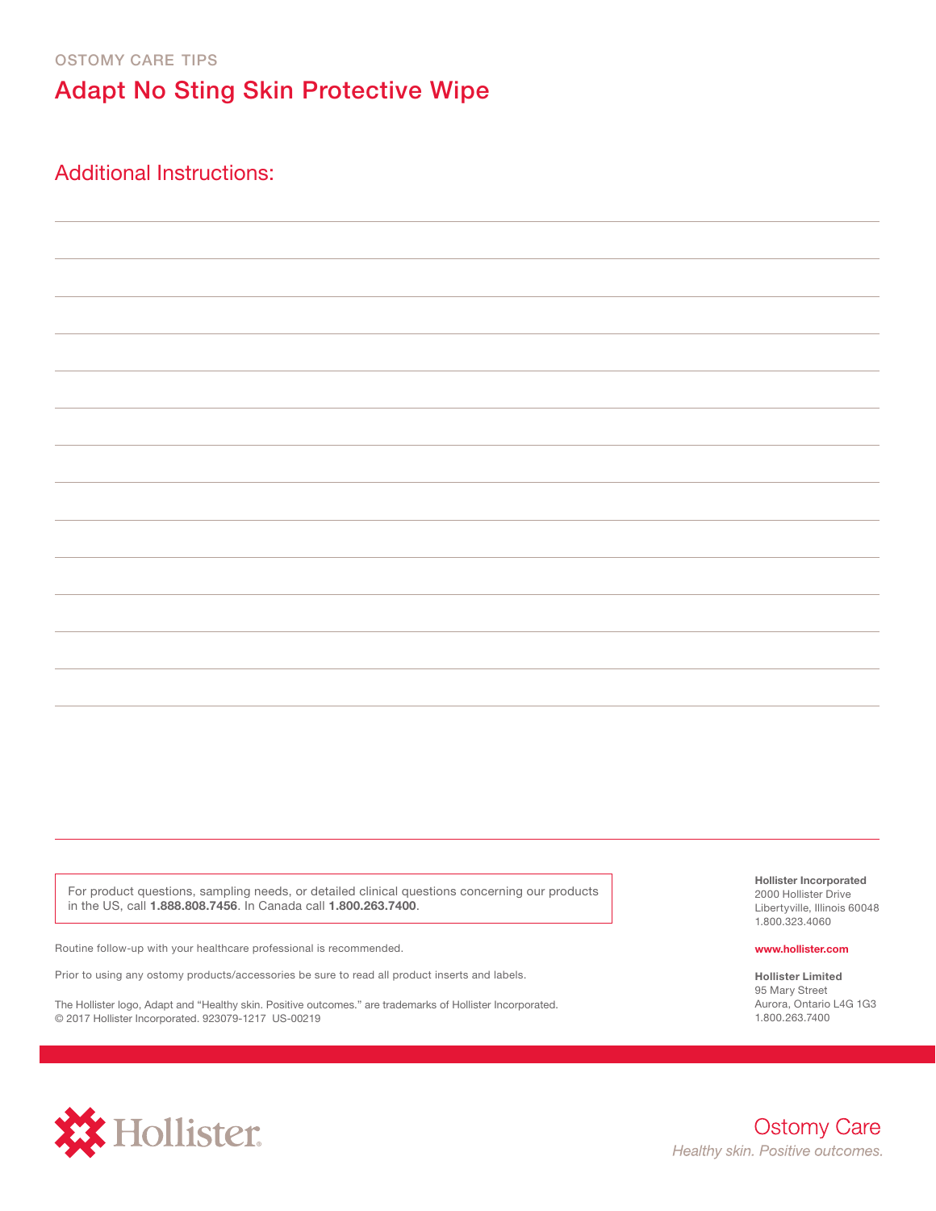OSTOMY CARE TIPS

# Adapt No Sting Skin Protective Wipe

## Additional Instructions:

For product questions, sampling needs, or detailed clinical questions concerning our products in the US, call **1.888.808.7456**. In Canada call **1.800.263.7400**.

Routine follow-up with your healthcare professional is recommended.

Prior to using any ostomy products/accessories be sure to read all product inserts and labels.

The Hollister logo, Adapt and "Healthy skin. Positive outcomes." are trademarks of Hollister Incorporated.
© 2017 Hollister Incorporated. 923079-1217 US-00219

**Hollister Incorporated**
2000 Hollister Drive
Libertyville, Illinois 60048
1.800.323.4060

**www.hollister.com**

**Hollister Limited**
95 Mary Street
Aurora, Ontario L4G 1G3
1.800.263.7400

Hollister

Ostomy Care
*Healthy skin. Positive outcomes.*